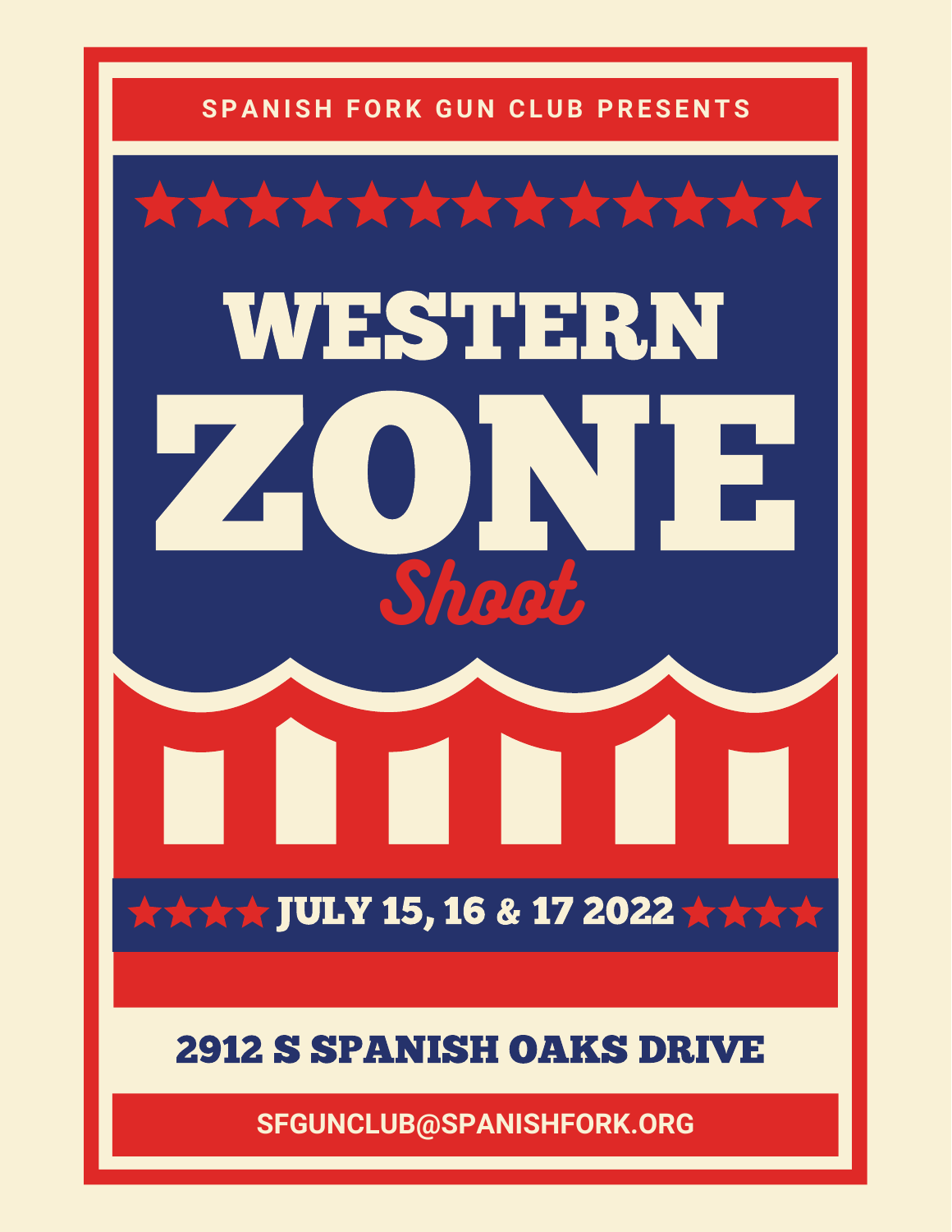SPANISH FORK GUN CLUB PRESENTS

# WESTERN ZONE

## Shoot

**JULY 15, 16 & 17 2022**

**2912 S SPANISH OAKS DRIVE**

SFGUNCLUB@SPANISHFORK.ORG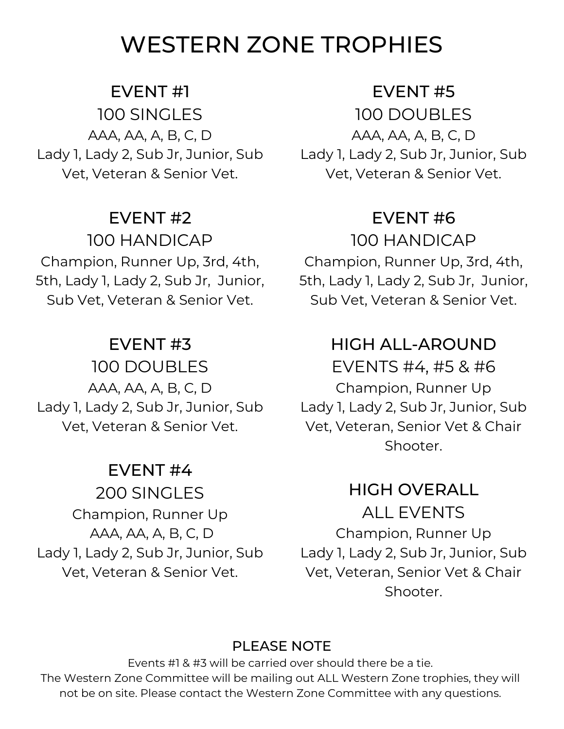# WESTERN ZONE TROPHIES

## EVENT #1

### 100 SINGLES

AAA, AA, A, B, C, D
Lady 1, Lady 2, Sub Jr, Junior, Sub Vet, Veteran & Senior Vet.

## EVENT #2

### 100 HANDICAP

Champion, Runner Up, 3rd, 4th, 5th, Lady 1, Lady 2, Sub Jr, Junior, Sub Vet, Veteran & Senior Vet.

## EVENT #3

### 100 DOUBLES

AAA, AA, A, B, C, D
Lady 1, Lady 2, Sub Jr, Junior, Sub Vet, Veteran & Senior Vet.

## EVENT #4

### 200 SINGLES

Champion, Runner Up
AAA, AA, A, B, C, D
Lady 1, Lady 2, Sub Jr, Junior, Sub Vet, Veteran & Senior Vet.

## EVENT #5

### 100 DOUBLES

AAA, AA, A, B, C, D
Lady 1, Lady 2, Sub Jr, Junior, Sub Vet, Veteran & Senior Vet.

## EVENT #6

### 100 HANDICAP

Champion, Runner Up, 3rd, 4th, 5th, Lady 1, Lady 2, Sub Jr, Junior, Sub Vet, Veteran & Senior Vet.

## HIGH ALL-AROUND

### EVENTS #4, #5 & #6

Champion, Runner Up
Lady 1, Lady 2, Sub Jr, Junior, Sub Vet, Veteran, Senior Vet & Chair Shooter.

## HIGH OVERALL

### ALL EVENTS

Champion, Runner Up
Lady 1, Lady 2, Sub Jr, Junior, Sub Vet, Veteran, Senior Vet & Chair Shooter.

### PLEASE NOTE

Events #1 & #3 will be carried over should there be a tie.
The Western Zone Committee will be mailing out ALL Western Zone trophies, they will not be on site. Please contact the Western Zone Committee with any questions.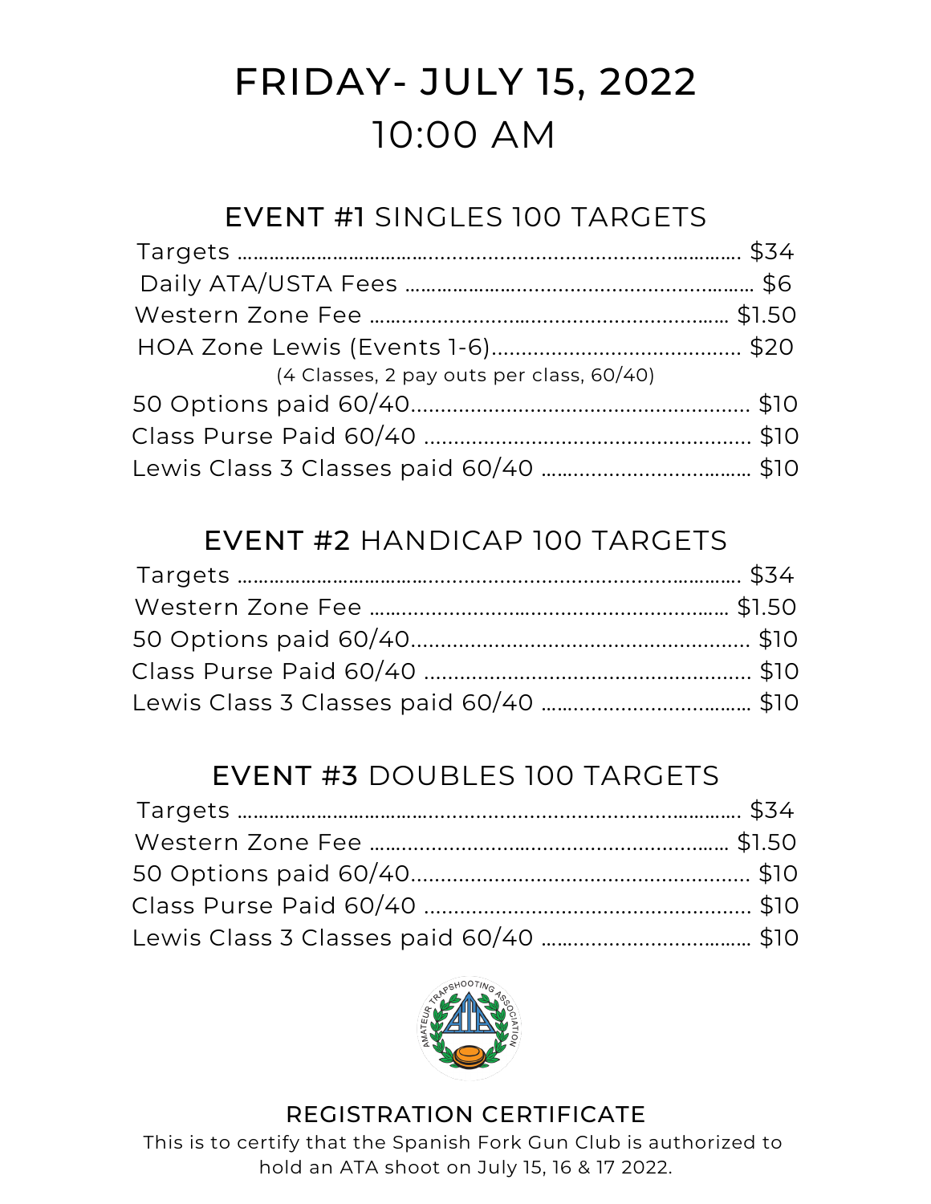# FRIDAY- JULY 15, 2022
# 10:00 AM

## EVENT #1 SINGLES 100 TARGETS

| | |
|---|---|
| Targets | $34 |
| Daily ATA/USTA Fees | $6 |
| Western Zone Fee | $1.50 |
| HOA Zone Lewis (Events 1-6) | $20 |
| (4 Classes, 2 pay outs per class, 60/40) | |
| 50 Options paid 60/40 | $10 |
| Class Purse Paid 60/40 | $10 |
| Lewis Class 3 Classes paid 60/40 | $10 |

## EVENT #2 HANDICAP 100 TARGETS

| | |
|---|---|
| Targets | $34 |
| Western Zone Fee | $1.50 |
| 50 Options paid 60/40 | $10 |
| Class Purse Paid 60/40 | $10 |
| Lewis Class 3 Classes paid 60/40 | $10 |

## EVENT #3 DOUBLES 100 TARGETS

| | |
|---|---|
| Targets | $34 |
| Western Zone Fee | $1.50 |
| 50 Options paid 60/40 | $10 |
| Class Purse Paid 60/40 | $10 |
| Lewis Class 3 Classes paid 60/40 | $10 |

AMATEUR TRAPSHOOTING ASSOCIATION

REGISTRATION CERTIFICATE

This is to certify that the Spanish Fork Gun Club is authorized to hold an ATA shoot on July 15, 16 & 17 2022.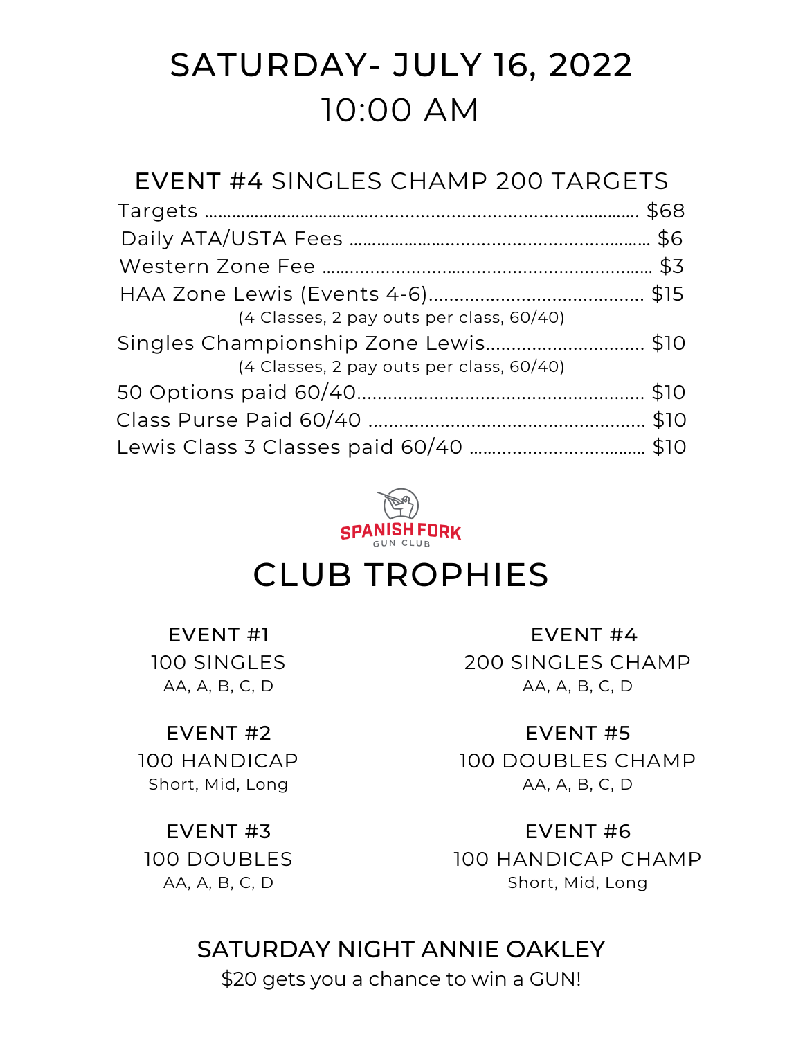# SATURDAY- JULY 16, 2022
# 10:00 AM

## EVENT #4 SINGLES CHAMP 200 TARGETS

| | |
|---|---|
| Targets | $68 |
| Daily ATA/USTA Fees | $6 |
| Western Zone Fee | $3 |
| HAA Zone Lewis (Events 4-6) (4 Classes, 2 pay outs per class, 60/40) | $15 |
| Singles Championship Zone Lewis (4 Classes, 2 pay outs per class, 60/40) | $10 |
| 50 Options paid 60/40 | $10 |
| Class Purse Paid 60/40 | $10 |
| Lewis Class 3 Classes paid 60/40 | $10 |

SPANISH FORK GUN CLUB

## CLUB TROPHIES

**EVENT #1**
100 SINGLES
AA, A, B, C, D

**EVENT #2**
100 HANDICAP
Short, Mid, Long

**EVENT #3**
100 DOUBLES
AA, A, B, C, D

**EVENT #4**
200 SINGLES CHAMP
AA, A, B, C, D

**EVENT #5**
100 DOUBLES CHAMP
AA, A, B, C, D

**EVENT #6**
100 HANDICAP CHAMP
Short, Mid, Long

## SATURDAY NIGHT ANNIE OAKLEY

$20 gets you a chance to win a GUN!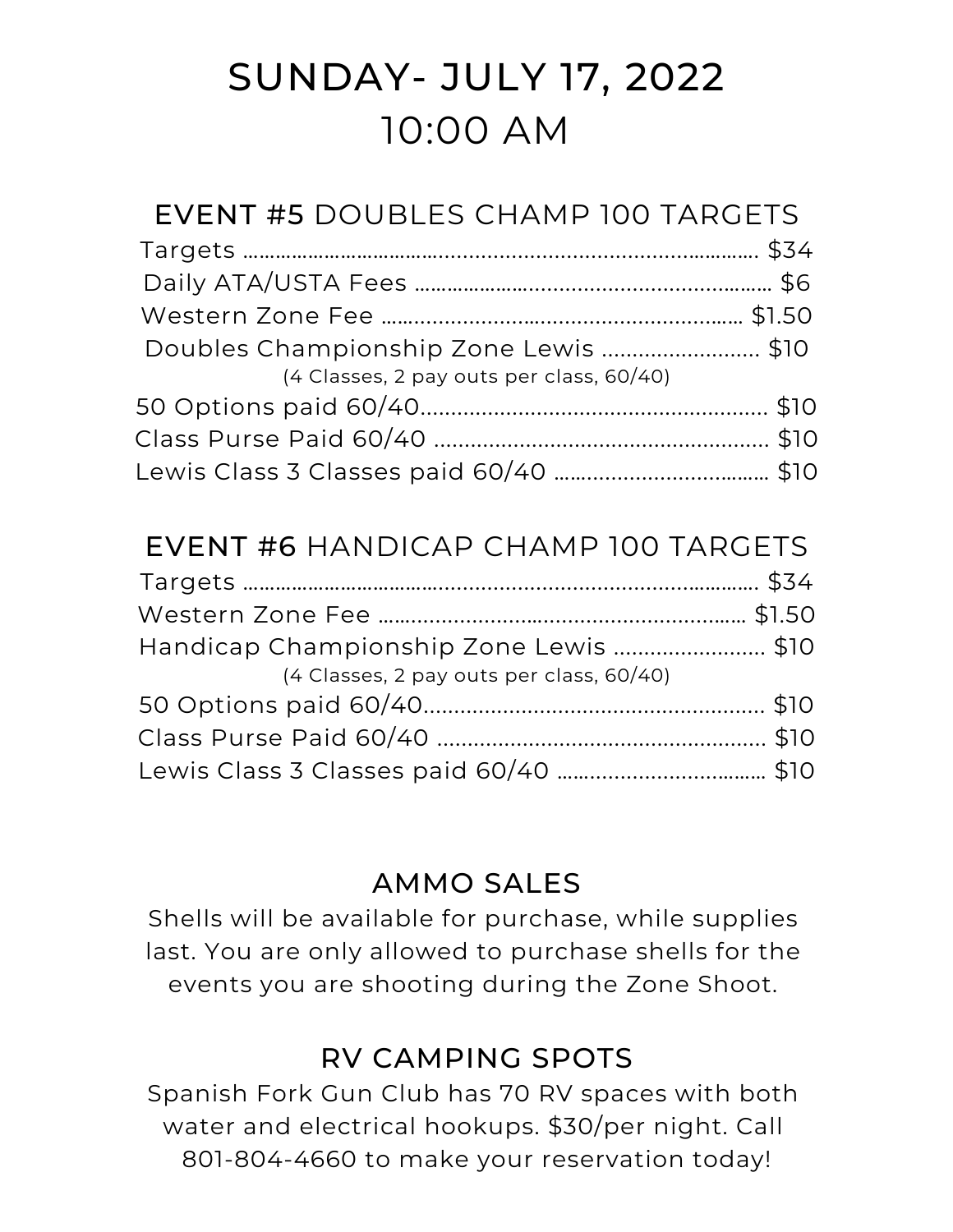# SUNDAY- JULY 17, 2022
# 10:00 AM

## EVENT #5 DOUBLES CHAMP 100 TARGETS

Targets .................................................................................... $34
Daily ATA/USTA Fees ........................................................ $6
Western Zone Fee .......................................................... $1.50
Doubles Championship Zone Lewis ......................... $10
(4 Classes, 2 pay outs per class, 60/40)
50 Options paid 60/40....................................................... $10
Class Purse Paid 60/40 ..................................................... $10
Lewis Class 3 Classes paid 60/40 .................................. $10

## EVENT #6 HANDICAP CHAMP 100 TARGETS

Targets .................................................................................... $34
Western Zone Fee .......................................................... $1.50
Handicap Championship Zone Lewis ......................... $10
(4 Classes, 2 pay outs per class, 60/40)
50 Options paid 60/40....................................................... $10
Class Purse Paid 60/40 ..................................................... $10
Lewis Class 3 Classes paid 60/40 .................................. $10

## AMMO SALES

Shells will be available for purchase, while supplies last. You are only allowed to purchase shells for the events you are shooting during the Zone Shoot.

## RV CAMPING SPOTS

Spanish Fork Gun Club has 70 RV spaces with both water and electrical hookups. $30/per night. Call 801-804-4660 to make your reservation today!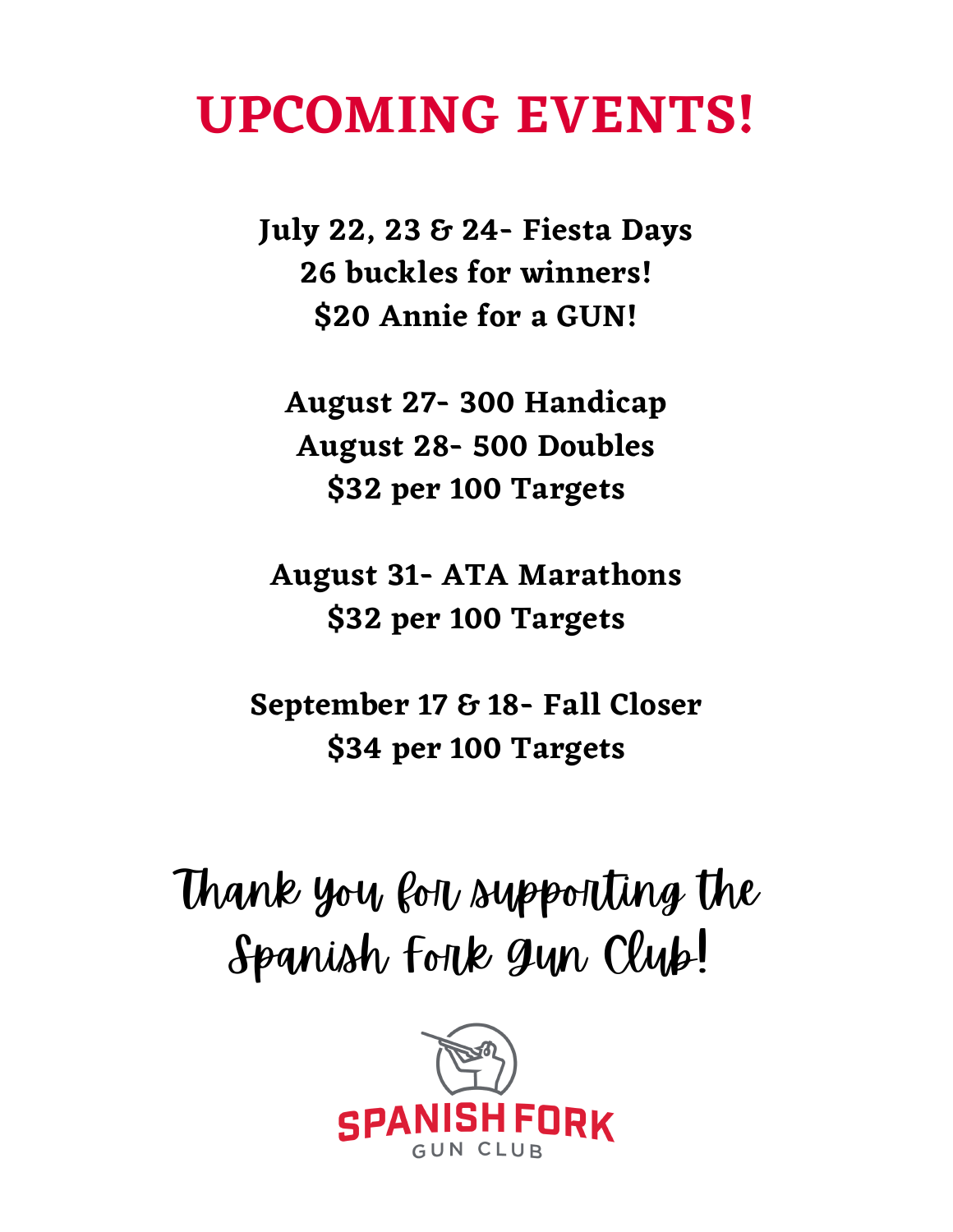# UPCOMING EVENTS!

**July 22, 23 & 24- Fiesta Days**
**26 buckles for winners!**
**$20 Annie for a GUN!**

**August 27- 300 Handicap**
**August 28- 500 Doubles**
**$32 per 100 Targets**

**August 31- ATA Marathons**
**$32 per 100 Targets**

**September 17 & 18- Fall Closer**
**$34 per 100 Targets**

*Thank you for supporting the Spanish Fork Gun Club!*

SPANISH FORK
GUN CLUB